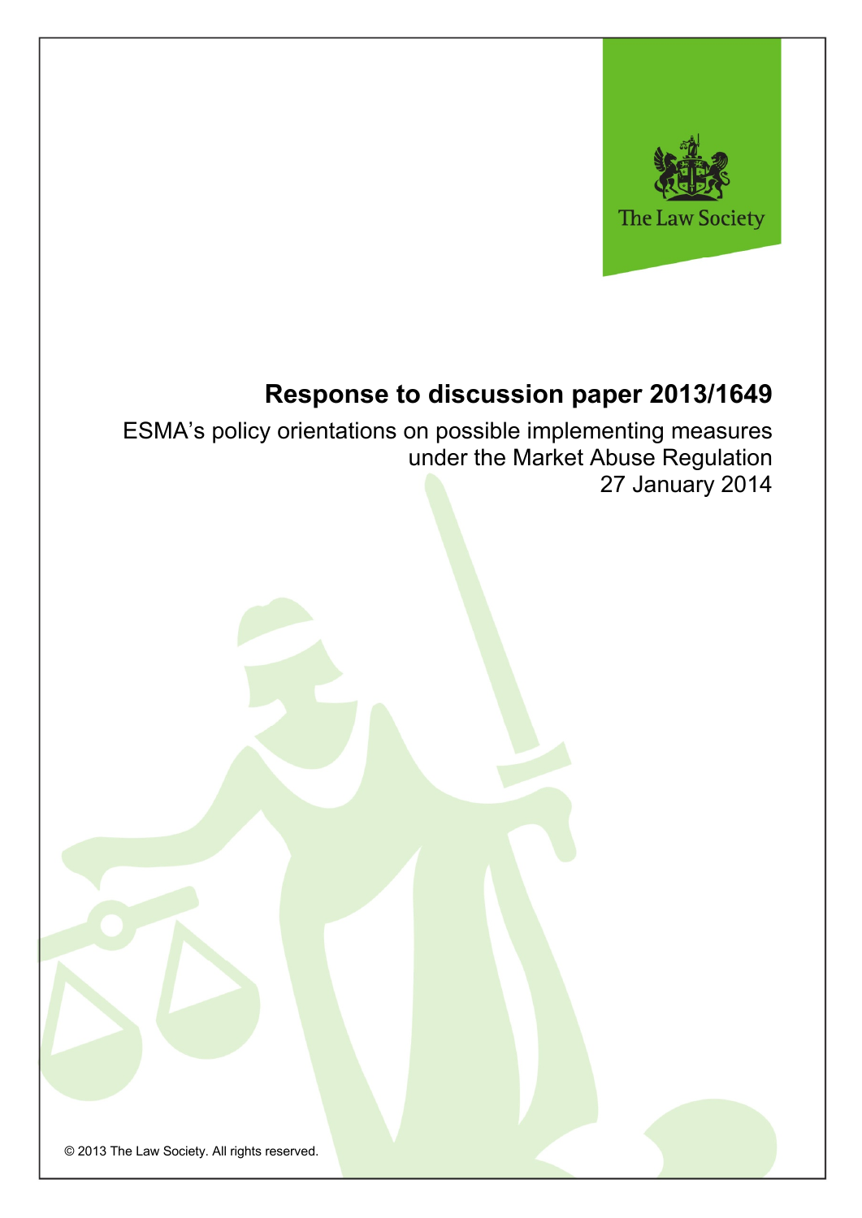The Law Society

# Response to discussion paper 2013/1649

ESMA's policy orientations on possible implementing measures under the Market Abuse Regulation

27 January 2014

© 2013 The Law Society. All rights reserved.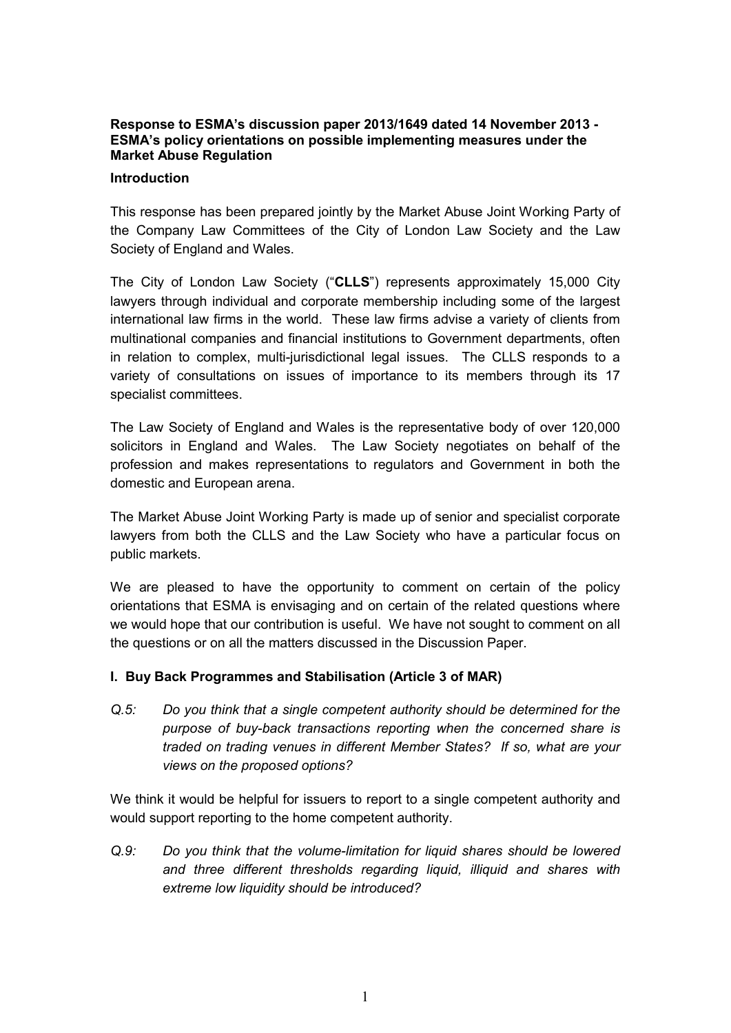**Response to ESMA's discussion paper 2013/1649 dated 14 November 2013 - ESMA's policy orientations on possible implementing measures under the Market Abuse Regulation**

**Introduction**

This response has been prepared jointly by the Market Abuse Joint Working Party of the Company Law Committees of the City of London Law Society and the Law Society of England and Wales.

The City of London Law Society ("**CLLS**") represents approximately 15,000 City lawyers through individual and corporate membership including some of the largest international law firms in the world. These law firms advise a variety of clients from multinational companies and financial institutions to Government departments, often in relation to complex, multi-jurisdictional legal issues. The CLLS responds to a variety of consultations on issues of importance to its members through its 17 specialist committees.

The Law Society of England and Wales is the representative body of over 120,000 solicitors in England and Wales. The Law Society negotiates on behalf of the profession and makes representations to regulators and Government in both the domestic and European arena.

The Market Abuse Joint Working Party is made up of senior and specialist corporate lawyers from both the CLLS and the Law Society who have a particular focus on public markets.

We are pleased to have the opportunity to comment on certain of the policy orientations that ESMA is envisaging and on certain of the related questions where we would hope that our contribution is useful. We have not sought to comment on all the questions or on all the matters discussed in the Discussion Paper.

**I. Buy Back Programmes and Stabilisation (Article 3 of MAR)**

*Q.5: Do you think that a single competent authority should be determined for the purpose of buy-back transactions reporting when the concerned share is traded on trading venues in different Member States? If so, what are your views on the proposed options?*

We think it would be helpful for issuers to report to a single competent authority and would support reporting to the home competent authority.

*Q.9: Do you think that the volume-limitation for liquid shares should be lowered and three different thresholds regarding liquid, illiquid and shares with extreme low liquidity should be introduced?*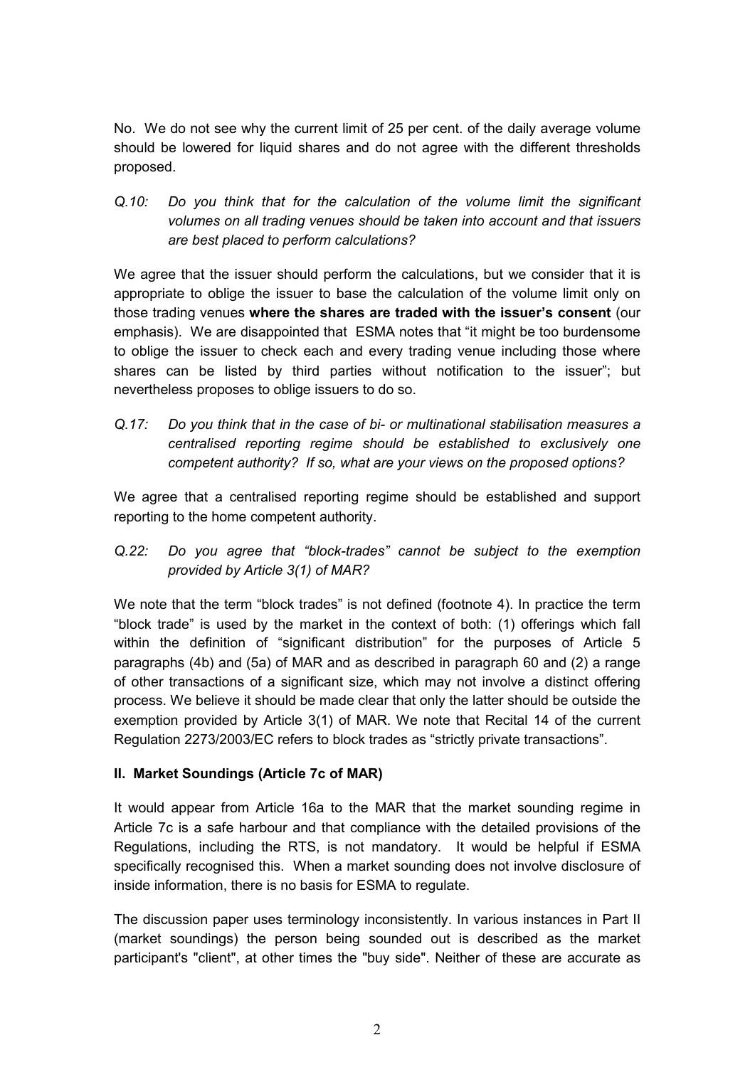No. We do not see why the current limit of 25 per cent. of the daily average volume should be lowered for liquid shares and do not agree with the different thresholds proposed.

*Q.10: Do you think that for the calculation of the volume limit the significant volumes on all trading venues should be taken into account and that issuers are best placed to perform calculations?*

We agree that the issuer should perform the calculations, but we consider that it is appropriate to oblige the issuer to base the calculation of the volume limit only on those trading venues **where the shares are traded with the issuer's consent** (our emphasis). We are disappointed that ESMA notes that "it might be too burdensome to oblige the issuer to check each and every trading venue including those where shares can be listed by third parties without notification to the issuer"; but nevertheless proposes to oblige issuers to do so.

*Q.17: Do you think that in the case of bi- or multinational stabilisation measures a centralised reporting regime should be established to exclusively one competent authority? If so, what are your views on the proposed options?*

We agree that a centralised reporting regime should be established and support reporting to the home competent authority.

*Q.22: Do you agree that "block-trades" cannot be subject to the exemption provided by Article 3(1) of MAR?*

We note that the term "block trades" is not defined (footnote 4). In practice the term "block trade" is used by the market in the context of both: (1) offerings which fall within the definition of "significant distribution" for the purposes of Article 5 paragraphs (4b) and (5a) of MAR and as described in paragraph 60 and (2) a range of other transactions of a significant size, which may not involve a distinct offering process. We believe it should be made clear that only the latter should be outside the exemption provided by Article 3(1) of MAR. We note that Recital 14 of the current Regulation 2273/2003/EC refers to block trades as "strictly private transactions".

## II. Market Soundings (Article 7c of MAR)

It would appear from Article 16a to the MAR that the market sounding regime in Article 7c is a safe harbour and that compliance with the detailed provisions of the Regulations, including the RTS, is not mandatory. It would be helpful if ESMA specifically recognised this. When a market sounding does not involve disclosure of inside information, there is no basis for ESMA to regulate.

The discussion paper uses terminology inconsistently. In various instances in Part II (market soundings) the person being sounded out is described as the market participant's "client", at other times the "buy side". Neither of these are accurate as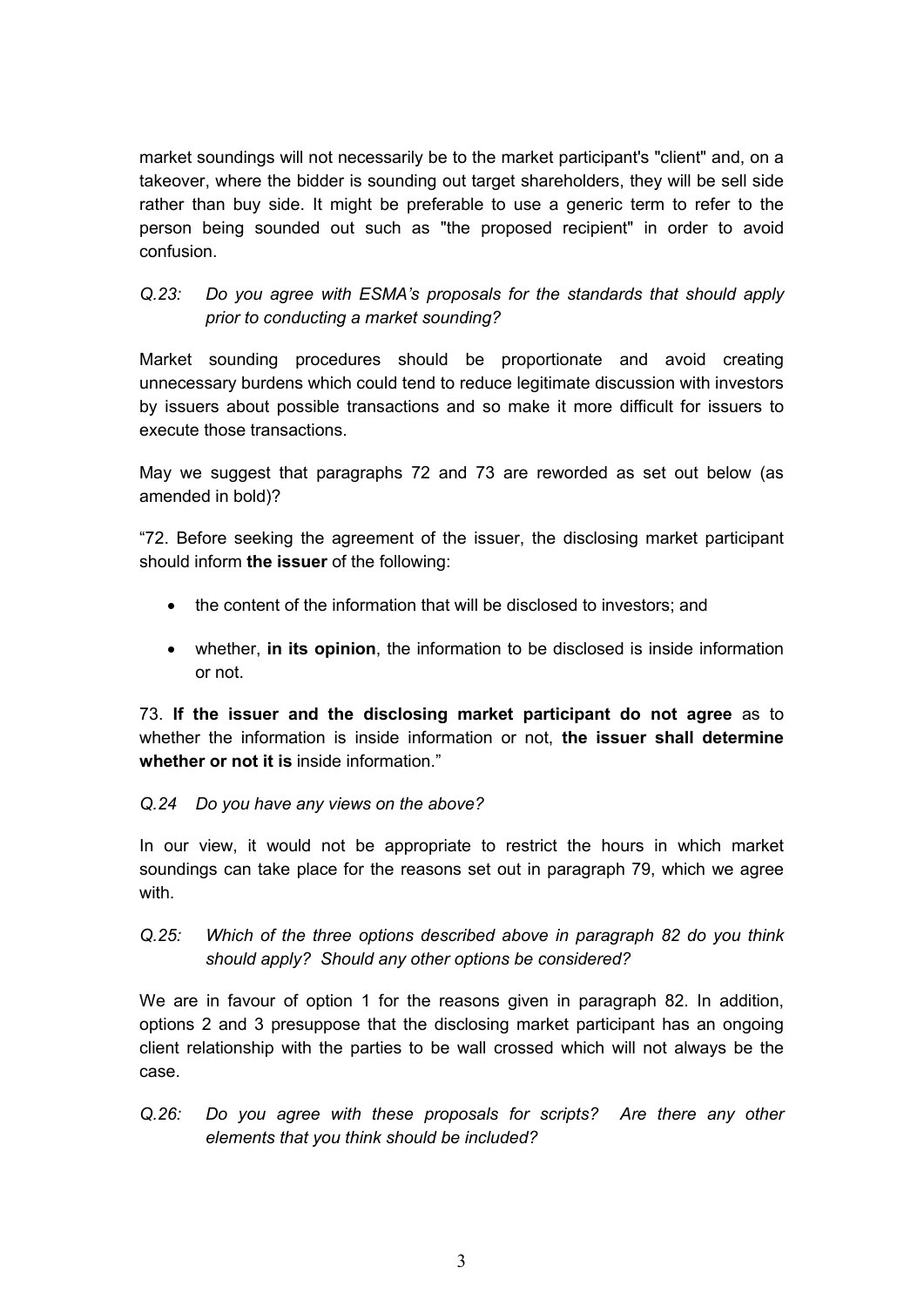market soundings will not necessarily be to the market participant's "client" and, on a takeover, where the bidder is sounding out target shareholders, they will be sell side rather than buy side. It might be preferable to use a generic term to refer to the person being sounded out such as "the proposed recipient" in order to avoid confusion.

*Q.23: Do you agree with ESMA's proposals for the standards that should apply prior to conducting a market sounding?*

Market sounding procedures should be proportionate and avoid creating unnecessary burdens which could tend to reduce legitimate discussion with investors by issuers about possible transactions and so make it more difficult for issuers to execute those transactions.

May we suggest that paragraphs 72 and 73 are reworded as set out below (as amended in bold)?

"72. Before seeking the agreement of the issuer, the disclosing market participant should inform **the issuer** of the following:

- the content of the information that will be disclosed to investors; and
- whether, **in its opinion**, the information to be disclosed is inside information or not.

73. **If the issuer and the disclosing market participant do not agree** as to whether the information is inside information or not, **the issuer shall determine whether or not it is** inside information."

*Q.24 Do you have any views on the above?*

In our view, it would not be appropriate to restrict the hours in which market soundings can take place for the reasons set out in paragraph 79, which we agree with.

*Q.25: Which of the three options described above in paragraph 82 do you think should apply? Should any other options be considered?*

We are in favour of option 1 for the reasons given in paragraph 82. In addition, options 2 and 3 presuppose that the disclosing market participant has an ongoing client relationship with the parties to be wall crossed which will not always be the case.

*Q.26: Do you agree with these proposals for scripts? Are there any other elements that you think should be included?*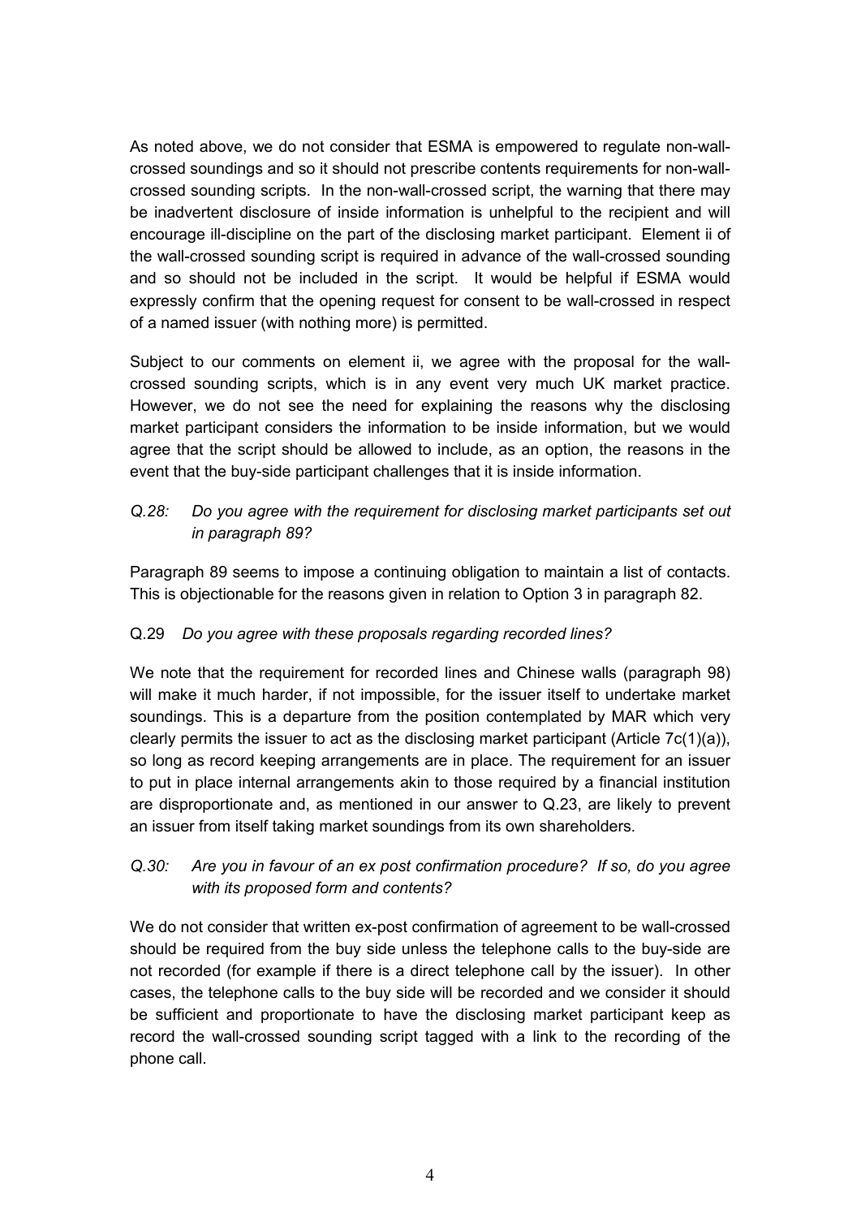As noted above, we do not consider that ESMA is empowered to regulate non-wall-crossed soundings and so it should not prescribe contents requirements for non-wall-crossed sounding scripts. In the non-wall-crossed script, the warning that there may be inadvertent disclosure of inside information is unhelpful to the recipient and will encourage ill-discipline on the part of the disclosing market participant. Element ii of the wall-crossed sounding script is required in advance of the wall-crossed sounding and so should not be included in the script. It would be helpful if ESMA would expressly confirm that the opening request for consent to be wall-crossed in respect of a named issuer (with nothing more) is permitted.

Subject to our comments on element ii, we agree with the proposal for the wall-crossed sounding scripts, which is in any event very much UK market practice. However, we do not see the need for explaining the reasons why the disclosing market participant considers the information to be inside information, but we would agree that the script should be allowed to include, as an option, the reasons in the event that the buy-side participant challenges that it is inside information.

*Q.28: Do you agree with the requirement for disclosing market participants set out in paragraph 89?*

Paragraph 89 seems to impose a continuing obligation to maintain a list of contacts. This is objectionable for the reasons given in relation to Option 3 in paragraph 82.

Q.29 *Do you agree with these proposals regarding recorded lines?*

We note that the requirement for recorded lines and Chinese walls (paragraph 98) will make it much harder, if not impossible, for the issuer itself to undertake market soundings. This is a departure from the position contemplated by MAR which very clearly permits the issuer to act as the disclosing market participant (Article 7c(1)(a)), so long as record keeping arrangements are in place. The requirement for an issuer to put in place internal arrangements akin to those required by a financial institution are disproportionate and, as mentioned in our answer to Q.23, are likely to prevent an issuer from itself taking market soundings from its own shareholders.

*Q.30: Are you in favour of an ex post confirmation procedure? If so, do you agree with its proposed form and contents?*

We do not consider that written ex-post confirmation of agreement to be wall-crossed should be required from the buy side unless the telephone calls to the buy-side are not recorded (for example if there is a direct telephone call by the issuer). In other cases, the telephone calls to the buy side will be recorded and we consider it should be sufficient and proportionate to have the disclosing market participant keep as record the wall-crossed sounding script tagged with a link to the recording of the phone call.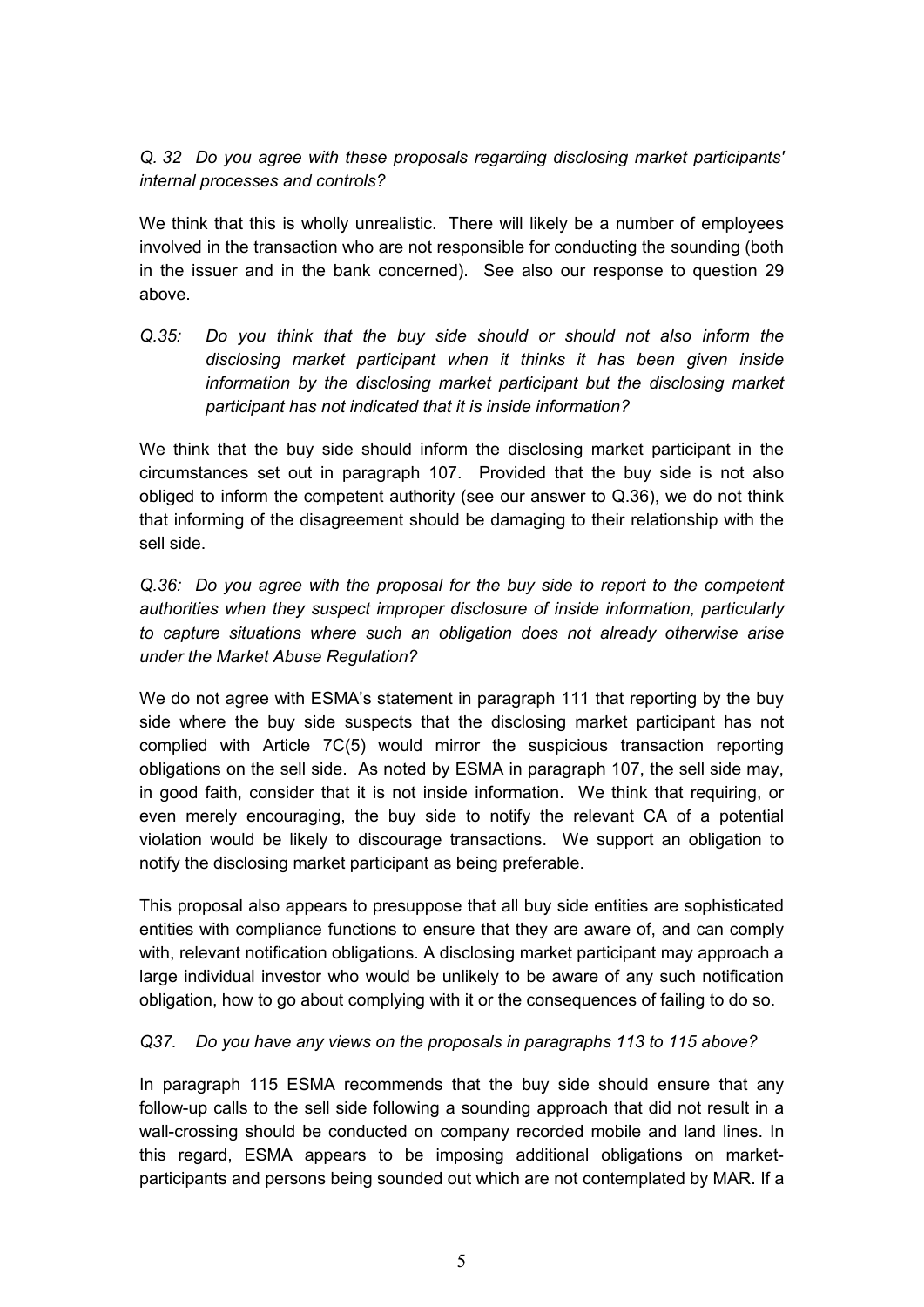*Q. 32 Do you agree with these proposals regarding disclosing market participants' internal processes and controls?*

We think that this is wholly unrealistic. There will likely be a number of employees involved in the transaction who are not responsible for conducting the sounding (both in the issuer and in the bank concerned). See also our response to question 29 above.

*Q.35: Do you think that the buy side should or should not also inform the disclosing market participant when it thinks it has been given inside information by the disclosing market participant but the disclosing market participant has not indicated that it is inside information?*

We think that the buy side should inform the disclosing market participant in the circumstances set out in paragraph 107. Provided that the buy side is not also obliged to inform the competent authority (see our answer to Q.36), we do not think that informing of the disagreement should be damaging to their relationship with the sell side.

*Q.36: Do you agree with the proposal for the buy side to report to the competent authorities when they suspect improper disclosure of inside information, particularly to capture situations where such an obligation does not already otherwise arise under the Market Abuse Regulation?*

We do not agree with ESMA's statement in paragraph 111 that reporting by the buy side where the buy side suspects that the disclosing market participant has not complied with Article 7C(5) would mirror the suspicious transaction reporting obligations on the sell side. As noted by ESMA in paragraph 107, the sell side may, in good faith, consider that it is not inside information. We think that requiring, or even merely encouraging, the buy side to notify the relevant CA of a potential violation would be likely to discourage transactions. We support an obligation to notify the disclosing market participant as being preferable.

This proposal also appears to presuppose that all buy side entities are sophisticated entities with compliance functions to ensure that they are aware of, and can comply with, relevant notification obligations. A disclosing market participant may approach a large individual investor who would be unlikely to be aware of any such notification obligation, how to go about complying with it or the consequences of failing to do so.

*Q37. Do you have any views on the proposals in paragraphs 113 to 115 above?*

In paragraph 115 ESMA recommends that the buy side should ensure that any follow-up calls to the sell side following a sounding approach that did not result in a wall-crossing should be conducted on company recorded mobile and land lines. In this regard, ESMA appears to be imposing additional obligations on market-participants and persons being sounded out which are not contemplated by MAR. If a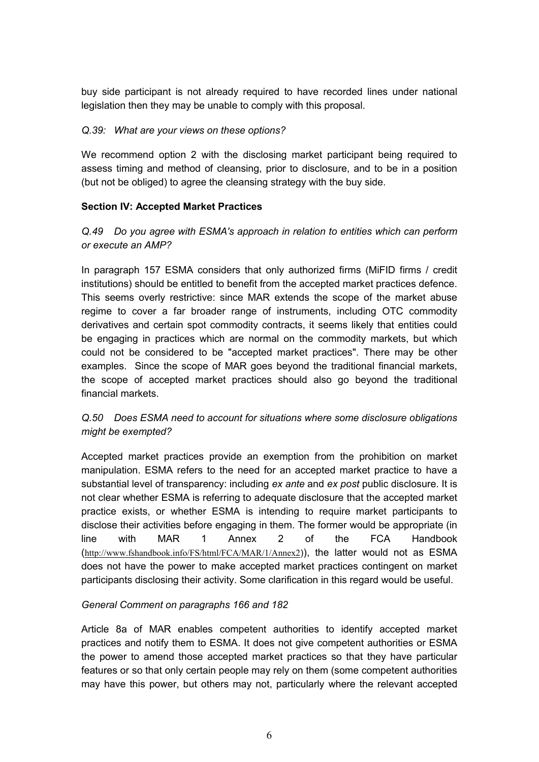buy side participant is not already required to have recorded lines under national legislation then they may be unable to comply with this proposal.

*Q.39: What are your views on these options?*

We recommend option 2 with the disclosing market participant being required to assess timing and method of cleansing, prior to disclosure, and to be in a position (but not be obliged) to agree the cleansing strategy with the buy side.

**Section IV: Accepted Market Practices**

*Q.49 Do you agree with ESMA's approach in relation to entities which can perform or execute an AMP?*

In paragraph 157 ESMA considers that only authorized firms (MiFID firms / credit institutions) should be entitled to benefit from the accepted market practices defence. This seems overly restrictive: since MAR extends the scope of the market abuse regime to cover a far broader range of instruments, including OTC commodity derivatives and certain spot commodity contracts, it seems likely that entities could be engaging in practices which are normal on the commodity markets, but which could not be considered to be "accepted market practices". There may be other examples. Since the scope of MAR goes beyond the traditional financial markets, the scope of accepted market practices should also go beyond the traditional financial markets.

*Q.50 Does ESMA need to account for situations where some disclosure obligations might be exempted?*

Accepted market practices provide an exemption from the prohibition on market manipulation. ESMA refers to the need for an accepted market practice to have a substantial level of transparency: including *ex ante* and *ex post* public disclosure. It is not clear whether ESMA is referring to adequate disclosure that the accepted market practice exists, or whether ESMA is intending to require market participants to disclose their activities before engaging in them. The former would be appropriate (in line with MAR 1 Annex 2 of the FCA Handbook (http://www.fshandbook.info/FS/html/FCA/MAR/1/Annex2)), the latter would not as ESMA does not have the power to make accepted market practices contingent on market participants disclosing their activity. Some clarification in this regard would be useful.

*General Comment on paragraphs 166 and 182*

Article 8a of MAR enables competent authorities to identify accepted market practices and notify them to ESMA. It does not give competent authorities or ESMA the power to amend those accepted market practices so that they have particular features or so that only certain people may rely on them (some competent authorities may have this power, but others may not, particularly where the relevant accepted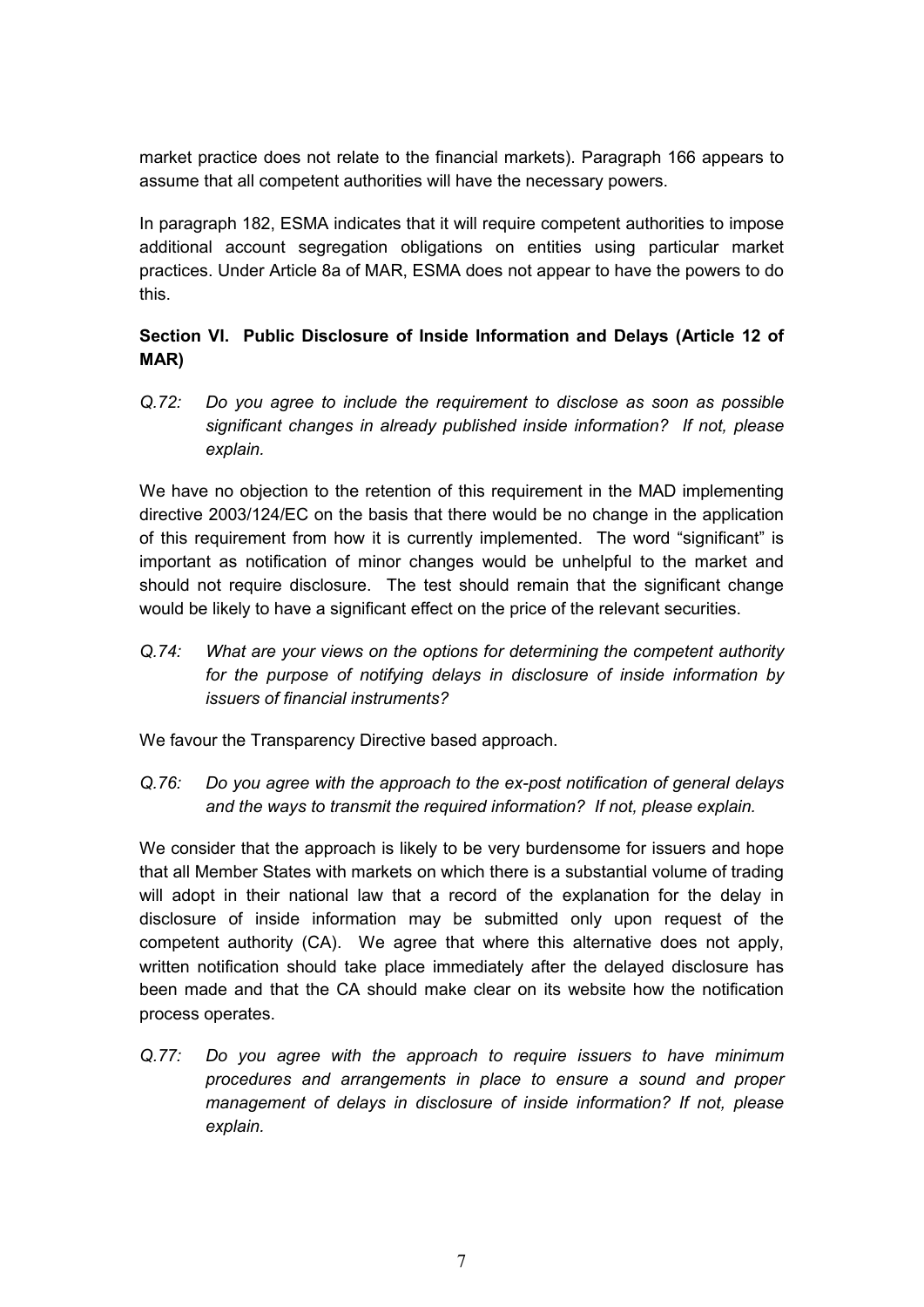market practice does not relate to the financial markets). Paragraph 166 appears to assume that all competent authorities will have the necessary powers.

In paragraph 182, ESMA indicates that it will require competent authorities to impose additional account segregation obligations on entities using particular market practices. Under Article 8a of MAR, ESMA does not appear to have the powers to do this.

### Section VI. Public Disclosure of Inside Information and Delays (Article 12 of MAR)

*Q.72: Do you agree to include the requirement to disclose as soon as possible significant changes in already published inside information? If not, please explain.*

We have no objection to the retention of this requirement in the MAD implementing directive 2003/124/EC on the basis that there would be no change in the application of this requirement from how it is currently implemented. The word "significant" is important as notification of minor changes would be unhelpful to the market and should not require disclosure. The test should remain that the significant change would be likely to have a significant effect on the price of the relevant securities.

*Q.74: What are your views on the options for determining the competent authority for the purpose of notifying delays in disclosure of inside information by issuers of financial instruments?*

We favour the Transparency Directive based approach.

*Q.76: Do you agree with the approach to the ex-post notification of general delays and the ways to transmit the required information? If not, please explain.*

We consider that the approach is likely to be very burdensome for issuers and hope that all Member States with markets on which there is a substantial volume of trading will adopt in their national law that a record of the explanation for the delay in disclosure of inside information may be submitted only upon request of the competent authority (CA). We agree that where this alternative does not apply, written notification should take place immediately after the delayed disclosure has been made and that the CA should make clear on its website how the notification process operates.

*Q.77: Do you agree with the approach to require issuers to have minimum procedures and arrangements in place to ensure a sound and proper management of delays in disclosure of inside information? If not, please explain.*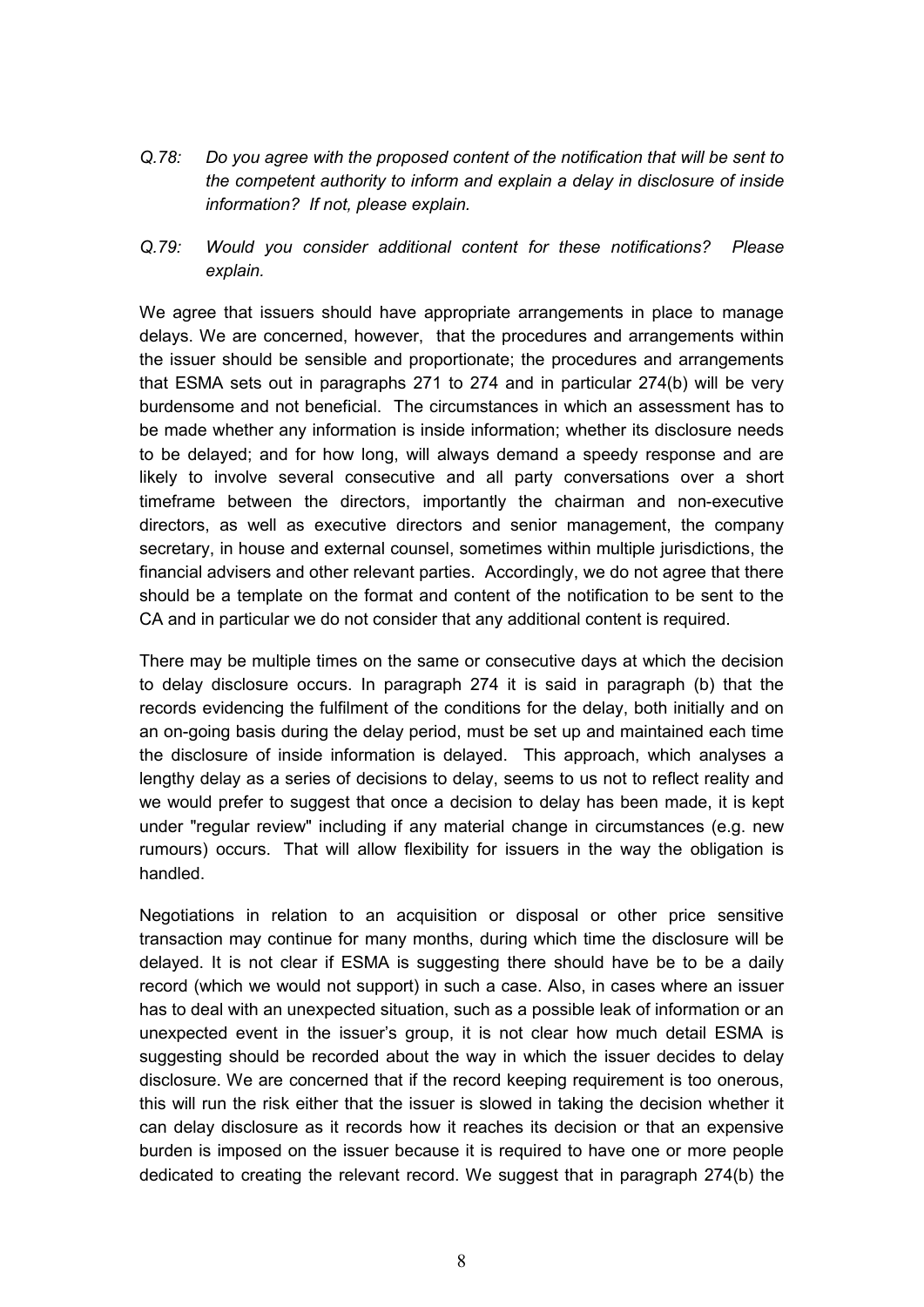*Q.78: Do you agree with the proposed content of the notification that will be sent to the competent authority to inform and explain a delay in disclosure of inside information? If not, please explain.*

*Q.79: Would you consider additional content for these notifications? Please explain.*

We agree that issuers should have appropriate arrangements in place to manage delays. We are concerned, however, that the procedures and arrangements within the issuer should be sensible and proportionate; the procedures and arrangements that ESMA sets out in paragraphs 271 to 274 and in particular 274(b) will be very burdensome and not beneficial. The circumstances in which an assessment has to be made whether any information is inside information; whether its disclosure needs to be delayed; and for how long, will always demand a speedy response and are likely to involve several consecutive and all party conversations over a short timeframe between the directors, importantly the chairman and non-executive directors, as well as executive directors and senior management, the company secretary, in house and external counsel, sometimes within multiple jurisdictions, the financial advisers and other relevant parties. Accordingly, we do not agree that there should be a template on the format and content of the notification to be sent to the CA and in particular we do not consider that any additional content is required.

There may be multiple times on the same or consecutive days at which the decision to delay disclosure occurs. In paragraph 274 it is said in paragraph (b) that the records evidencing the fulfilment of the conditions for the delay, both initially and on an on-going basis during the delay period, must be set up and maintained each time the disclosure of inside information is delayed. This approach, which analyses a lengthy delay as a series of decisions to delay, seems to us not to reflect reality and we would prefer to suggest that once a decision to delay has been made, it is kept under "regular review" including if any material change in circumstances (e.g. new rumours) occurs. That will allow flexibility for issuers in the way the obligation is handled.

Negotiations in relation to an acquisition or disposal or other price sensitive transaction may continue for many months, during which time the disclosure will be delayed. It is not clear if ESMA is suggesting there should have be to be a daily record (which we would not support) in such a case. Also, in cases where an issuer has to deal with an unexpected situation, such as a possible leak of information or an unexpected event in the issuer's group, it is not clear how much detail ESMA is suggesting should be recorded about the way in which the issuer decides to delay disclosure. We are concerned that if the record keeping requirement is too onerous, this will run the risk either that the issuer is slowed in taking the decision whether it can delay disclosure as it records how it reaches its decision or that an expensive burden is imposed on the issuer because it is required to have one or more people dedicated to creating the relevant record. We suggest that in paragraph 274(b) the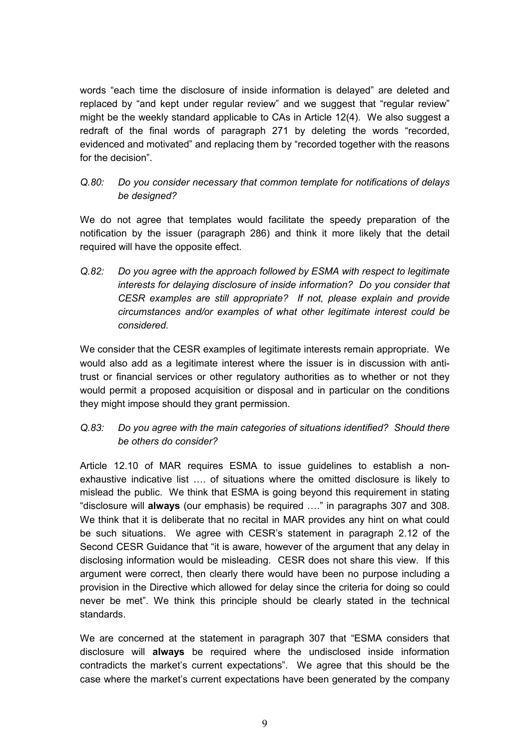words "each time the disclosure of inside information is delayed" are deleted and replaced by "and kept under regular review" and we suggest that "regular review" might be the weekly standard applicable to CAs in Article 12(4). We also suggest a redraft of the final words of paragraph 271 by deleting the words "recorded, evidenced and motivated" and replacing them by "recorded together with the reasons for the decision".

*Q.80: Do you consider necessary that common template for notifications of delays be designed?*

We do not agree that templates would facilitate the speedy preparation of the notification by the issuer (paragraph 286) and think it more likely that the detail required will have the opposite effect.

*Q.82: Do you agree with the approach followed by ESMA with respect to legitimate interests for delaying disclosure of inside information? Do you consider that CESR examples are still appropriate? If not, please explain and provide circumstances and/or examples of what other legitimate interest could be considered.*

We consider that the CESR examples of legitimate interests remain appropriate. We would also add as a legitimate interest where the issuer is in discussion with anti-trust or financial services or other regulatory authorities as to whether or not they would permit a proposed acquisition or disposal and in particular on the conditions they might impose should they grant permission.

*Q.83: Do you agree with the main categories of situations identified? Should there be others do consider?*

Article 12.10 of MAR requires ESMA to issue guidelines to establish a non-exhaustive indicative list …. of situations where the omitted disclosure is likely to mislead the public. We think that ESMA is going beyond this requirement in stating "disclosure will **always** (our emphasis) be required …." in paragraphs 307 and 308. We think that it is deliberate that no recital in MAR provides any hint on what could be such situations. We agree with CESR's statement in paragraph 2.12 of the Second CESR Guidance that "it is aware, however of the argument that any delay in disclosing information would be misleading. CESR does not share this view. If this argument were correct, then clearly there would have been no purpose including a provision in the Directive which allowed for delay since the criteria for doing so could never be met". We think this principle should be clearly stated in the technical standards.

We are concerned at the statement in paragraph 307 that "ESMA considers that disclosure will **always** be required where the undisclosed inside information contradicts the market's current expectations". We agree that this should be the case where the market's current expectations have been generated by the company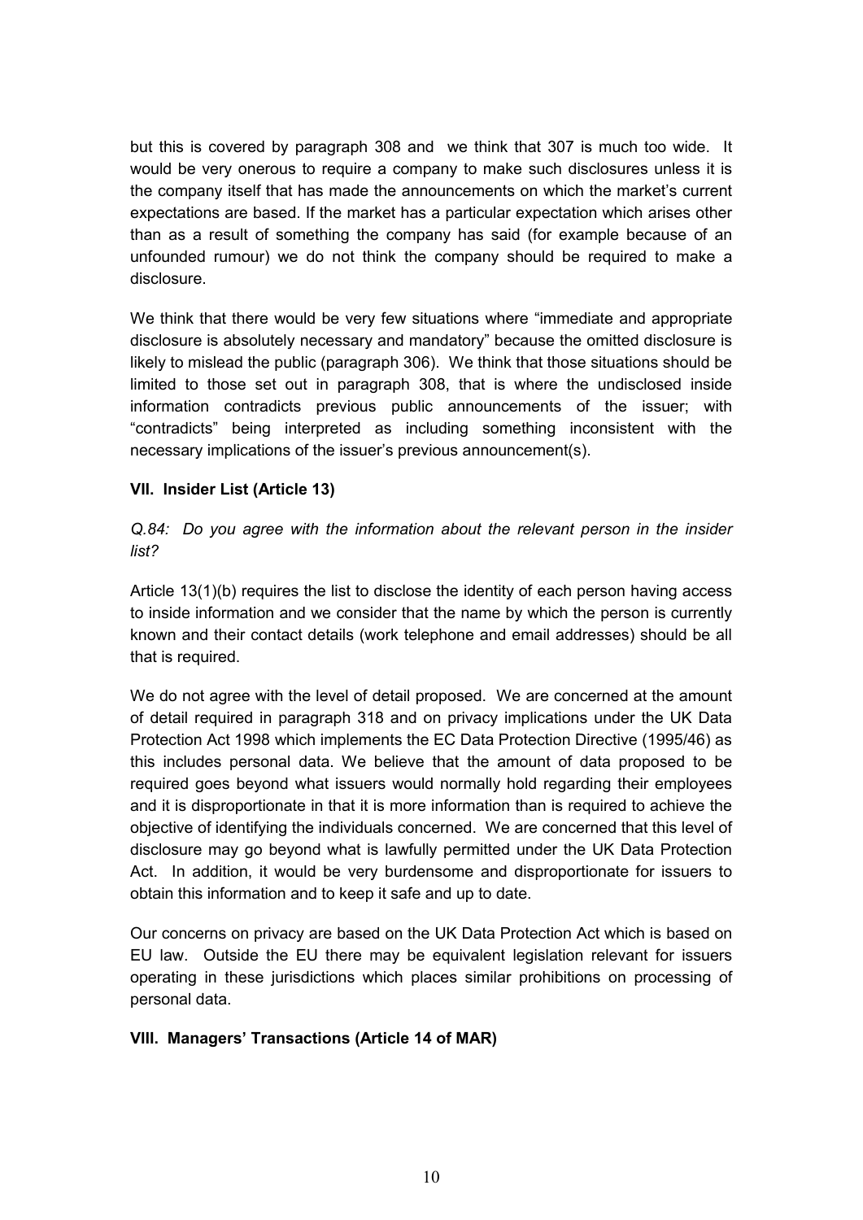but this is covered by paragraph 308 and we think that 307 is much too wide. It would be very onerous to require a company to make such disclosures unless it is the company itself that has made the announcements on which the market's current expectations are based. If the market has a particular expectation which arises other than as a result of something the company has said (for example because of an unfounded rumour) we do not think the company should be required to make a disclosure.

We think that there would be very few situations where "immediate and appropriate disclosure is absolutely necessary and mandatory" because the omitted disclosure is likely to mislead the public (paragraph 306). We think that those situations should be limited to those set out in paragraph 308, that is where the undisclosed inside information contradicts previous public announcements of the issuer; with "contradicts" being interpreted as including something inconsistent with the necessary implications of the issuer's previous announcement(s).

### VII. Insider List (Article 13)

*Q.84: Do you agree with the information about the relevant person in the insider list?*

Article 13(1)(b) requires the list to disclose the identity of each person having access to inside information and we consider that the name by which the person is currently known and their contact details (work telephone and email addresses) should be all that is required.

We do not agree with the level of detail proposed. We are concerned at the amount of detail required in paragraph 318 and on privacy implications under the UK Data Protection Act 1998 which implements the EC Data Protection Directive (1995/46) as this includes personal data. We believe that the amount of data proposed to be required goes beyond what issuers would normally hold regarding their employees and it is disproportionate in that it is more information than is required to achieve the objective of identifying the individuals concerned. We are concerned that this level of disclosure may go beyond what is lawfully permitted under the UK Data Protection Act. In addition, it would be very burdensome and disproportionate for issuers to obtain this information and to keep it safe and up to date.

Our concerns on privacy are based on the UK Data Protection Act which is based on EU law. Outside the EU there may be equivalent legislation relevant for issuers operating in these jurisdictions which places similar prohibitions on processing of personal data.

### VIII. Managers' Transactions (Article 14 of MAR)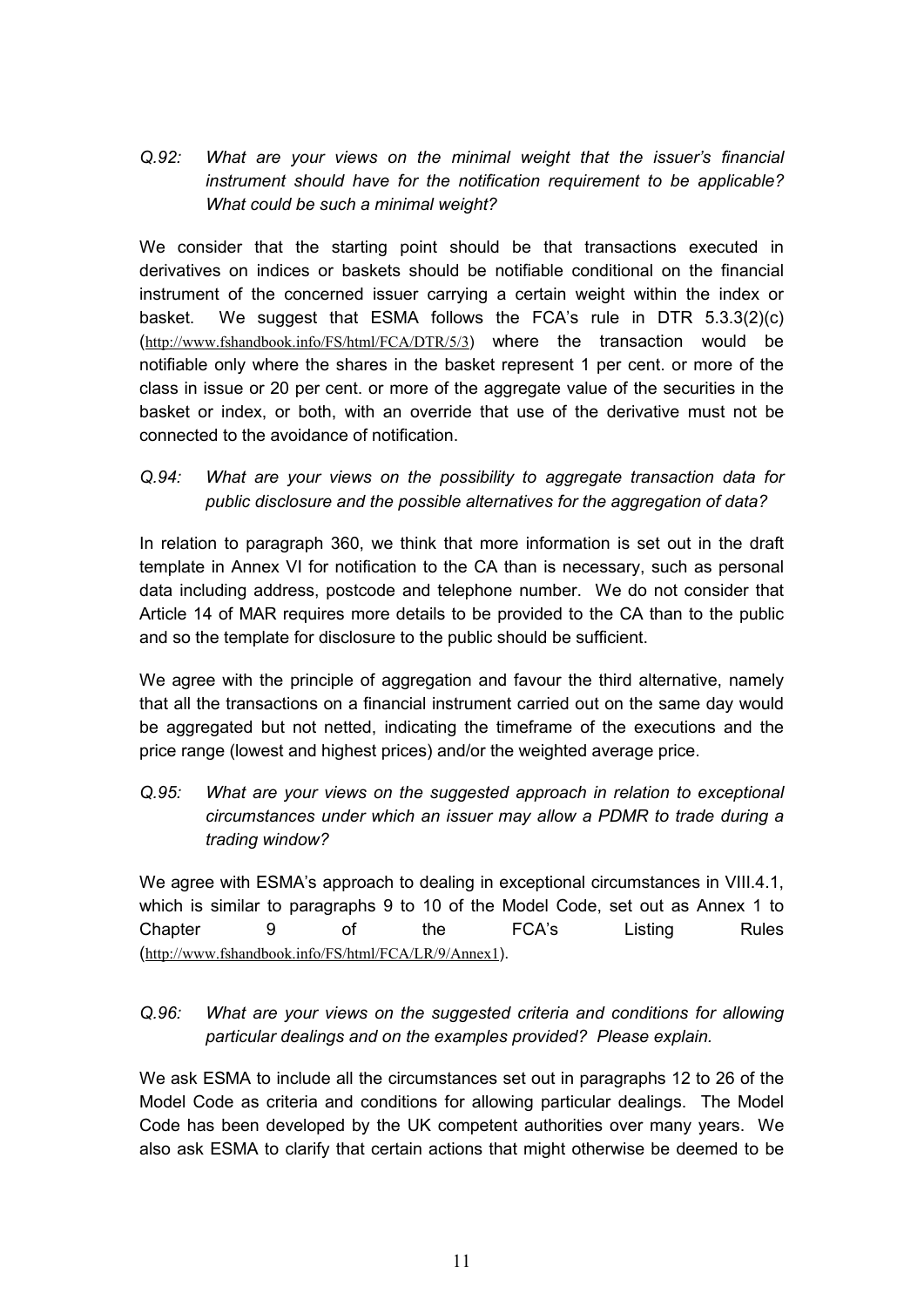*Q.92: What are your views on the minimal weight that the issuer's financial instrument should have for the notification requirement to be applicable? What could be such a minimal weight?*

We consider that the starting point should be that transactions executed in derivatives on indices or baskets should be notifiable conditional on the financial instrument of the concerned issuer carrying a certain weight within the index or basket. We suggest that ESMA follows the FCA's rule in DTR 5.3.3(2)(c) (http://www.fshandbook.info/FS/html/FCA/DTR/5/3) where the transaction would be notifiable only where the shares in the basket represent 1 per cent. or more of the class in issue or 20 per cent. or more of the aggregate value of the securities in the basket or index, or both, with an override that use of the derivative must not be connected to the avoidance of notification.

*Q.94: What are your views on the possibility to aggregate transaction data for public disclosure and the possible alternatives for the aggregation of data?*

In relation to paragraph 360, we think that more information is set out in the draft template in Annex VI for notification to the CA than is necessary, such as personal data including address, postcode and telephone number. We do not consider that Article 14 of MAR requires more details to be provided to the CA than to the public and so the template for disclosure to the public should be sufficient.

We agree with the principle of aggregation and favour the third alternative, namely that all the transactions on a financial instrument carried out on the same day would be aggregated but not netted, indicating the timeframe of the executions and the price range (lowest and highest prices) and/or the weighted average price.

*Q.95: What are your views on the suggested approach in relation to exceptional circumstances under which an issuer may allow a PDMR to trade during a trading window?*

We agree with ESMA's approach to dealing in exceptional circumstances in VIII.4.1, which is similar to paragraphs 9 to 10 of the Model Code, set out as Annex 1 to Chapter 9 of the FCA's Listing Rules (http://www.fshandbook.info/FS/html/FCA/LR/9/Annex1).

*Q.96: What are your views on the suggested criteria and conditions for allowing particular dealings and on the examples provided? Please explain.*

We ask ESMA to include all the circumstances set out in paragraphs 12 to 26 of the Model Code as criteria and conditions for allowing particular dealings. The Model Code has been developed by the UK competent authorities over many years. We also ask ESMA to clarify that certain actions that might otherwise be deemed to be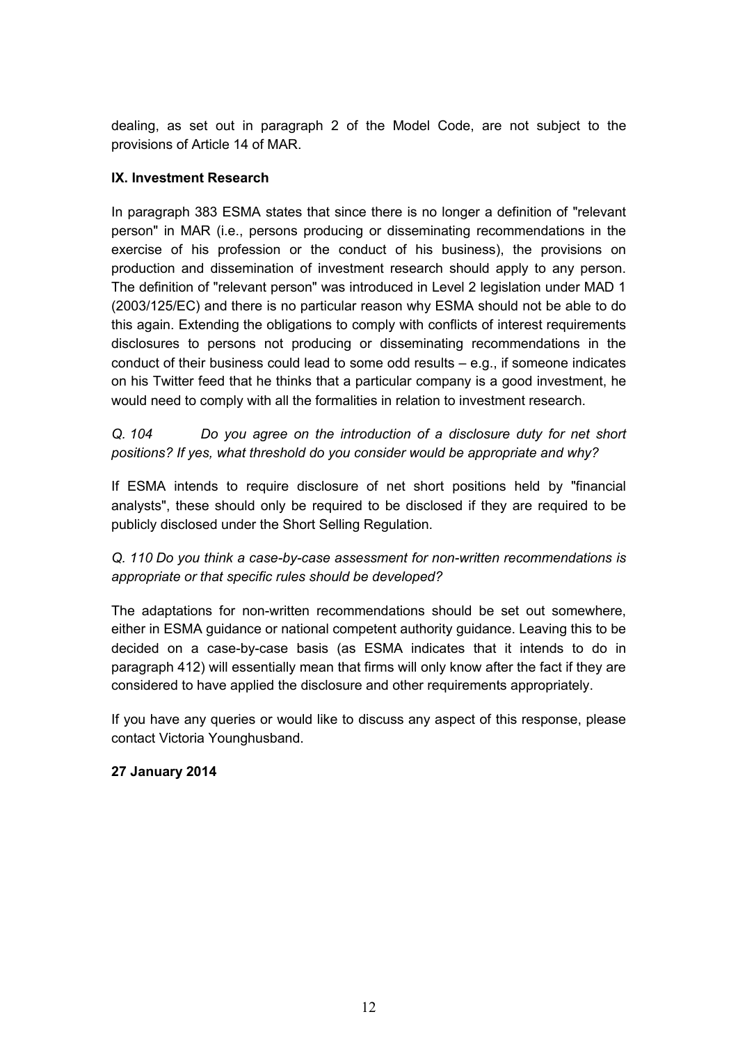dealing, as set out in paragraph 2 of the Model Code, are not subject to the provisions of Article 14 of MAR.

**IX. Investment Research**

In paragraph 383 ESMA states that since there is no longer a definition of "relevant person" in MAR (i.e., persons producing or disseminating recommendations in the exercise of his profession or the conduct of his business), the provisions on production and dissemination of investment research should apply to any person. The definition of "relevant person" was introduced in Level 2 legislation under MAD 1 (2003/125/EC) and there is no particular reason why ESMA should not be able to do this again. Extending the obligations to comply with conflicts of interest requirements disclosures to persons not producing or disseminating recommendations in the conduct of their business could lead to some odd results – e.g., if someone indicates on his Twitter feed that he thinks that a particular company is a good investment, he would need to comply with all the formalities in relation to investment research.

*Q. 104 Do you agree on the introduction of a disclosure duty for net short positions? If yes, what threshold do you consider would be appropriate and why?*

If ESMA intends to require disclosure of net short positions held by "financial analysts", these should only be required to be disclosed if they are required to be publicly disclosed under the Short Selling Regulation.

*Q. 110 Do you think a case-by-case assessment for non-written recommendations is appropriate or that specific rules should be developed?*

The adaptations for non-written recommendations should be set out somewhere, either in ESMA guidance or national competent authority guidance. Leaving this to be decided on a case-by-case basis (as ESMA indicates that it intends to do in paragraph 412) will essentially mean that firms will only know after the fact if they are considered to have applied the disclosure and other requirements appropriately.

If you have any queries or would like to discuss any aspect of this response, please contact Victoria Younghusband.

**27 January 2014**